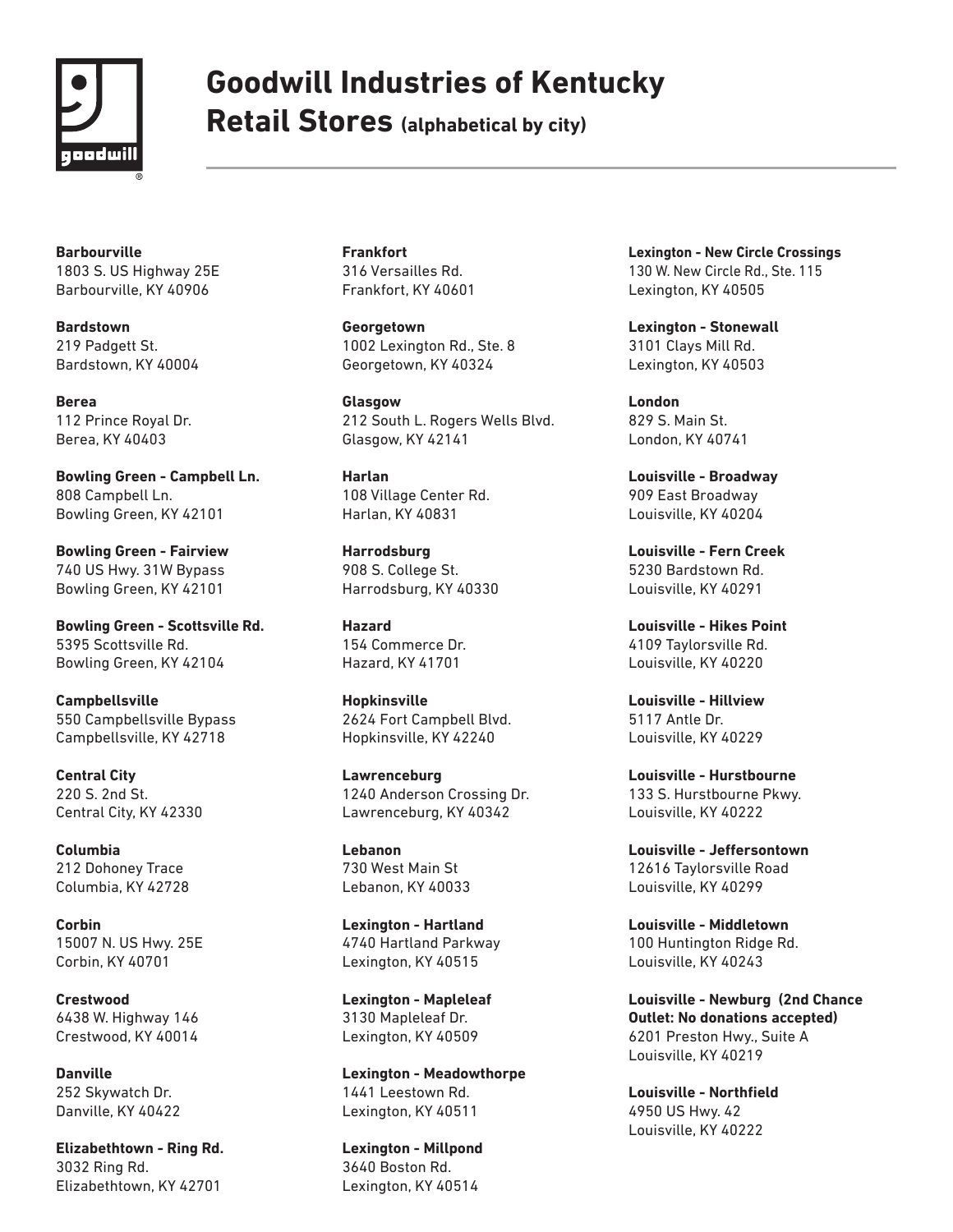# Goodwill Industries of Kentucky

## Retail Stores (alphabetical by city)

**Barbourville**
1803 S. US Highway 25E
Barbourville, KY 40906

**Bardstown**
219 Padgett St.
Bardstown, KY 40004

**Berea**
112 Prince Royal Dr.
Berea, KY 40403

**Bowling Green - Campbell Ln.**
808 Campbell Ln.
Bowling Green, KY 42101

**Bowling Green - Fairview**
740 US Hwy. 31W Bypass
Bowling Green, KY 42101

**Bowling Green - Scottsville Rd.**
5395 Scottsville Rd.
Bowling Green, KY 42104

**Campbellsville**
550 Campbellsville Bypass
Campbellsville, KY 42718

**Central City**
220 S. 2nd St.
Central City, KY 42330

**Columbia**
212 Dohoney Trace
Columbia, KY 42728

**Corbin**
15007 N. US Hwy. 25E
Corbin, KY 40701

**Crestwood**
6438 W. Highway 146
Crestwood, KY 40014

**Danville**
252 Skywatch Dr.
Danville, KY 40422

**Elizabethtown - Ring Rd.**
3032 Ring Rd.
Elizabethtown, KY 42701

**Frankfort**
316 Versailles Rd.
Frankfort, KY 40601

**Georgetown**
1002 Lexington Rd., Ste. 8
Georgetown, KY 40324

**Glasgow**
212 South L. Rogers Wells Blvd.
Glasgow, KY 42141

**Harlan**
108 Village Center Rd.
Harlan, KY 40831

**Harrodsburg**
908 S. College St.
Harrodsburg, KY 40330

**Hazard**
154 Commerce Dr.
Hazard, KY 41701

**Hopkinsville**
2624 Fort Campbell Blvd.
Hopkinsville, KY 42240

**Lawrenceburg**
1240 Anderson Crossing Dr.
Lawrenceburg, KY 40342

**Lebanon**
730 West Main St
Lebanon, KY 40033

**Lexington - Hartland**
4740 Hartland Parkway
Lexington, KY 40515

**Lexington - Mapleleaf**
3130 Mapleleaf Dr.
Lexington, KY 40509

**Lexington - Meadowthorpe**
1441 Leestown Rd.
Lexington, KY 40511

**Lexington - Millpond**
3640 Boston Rd.
Lexington, KY 40514

**Lexington - New Circle Crossings**
130 W. New Circle Rd., Ste. 115
Lexington, KY 40505

**Lexington - Stonewall**
3101 Clays Mill Rd.
Lexington, KY 40503

**London**
829 S. Main St.
London, KY 40741

**Louisville - Broadway**
909 East Broadway
Louisville, KY 40204

**Louisville - Fern Creek**
5230 Bardstown Rd.
Louisville, KY 40291

**Louisville - Hikes Point**
4109 Taylorsville Rd.
Louisville, KY 40220

**Louisville - Hillview**
5117 Antle Dr.
Louisville, KY 40229

**Louisville - Hurstbourne**
133 S. Hurstbourne Pkwy.
Louisville, KY 40222

**Louisville - Jeffersontown**
12616 Taylorsville Road
Louisville, KY 40299

**Louisville - Middletown**
100 Huntington Ridge Rd.
Louisville, KY 40243

**Louisville - Newburg (2nd Chance Outlet: No donations accepted)**
6201 Preston Hwy., Suite A
Louisville, KY 40219

**Louisville - Northfield**
4950 US Hwy. 42
Louisville, KY 40222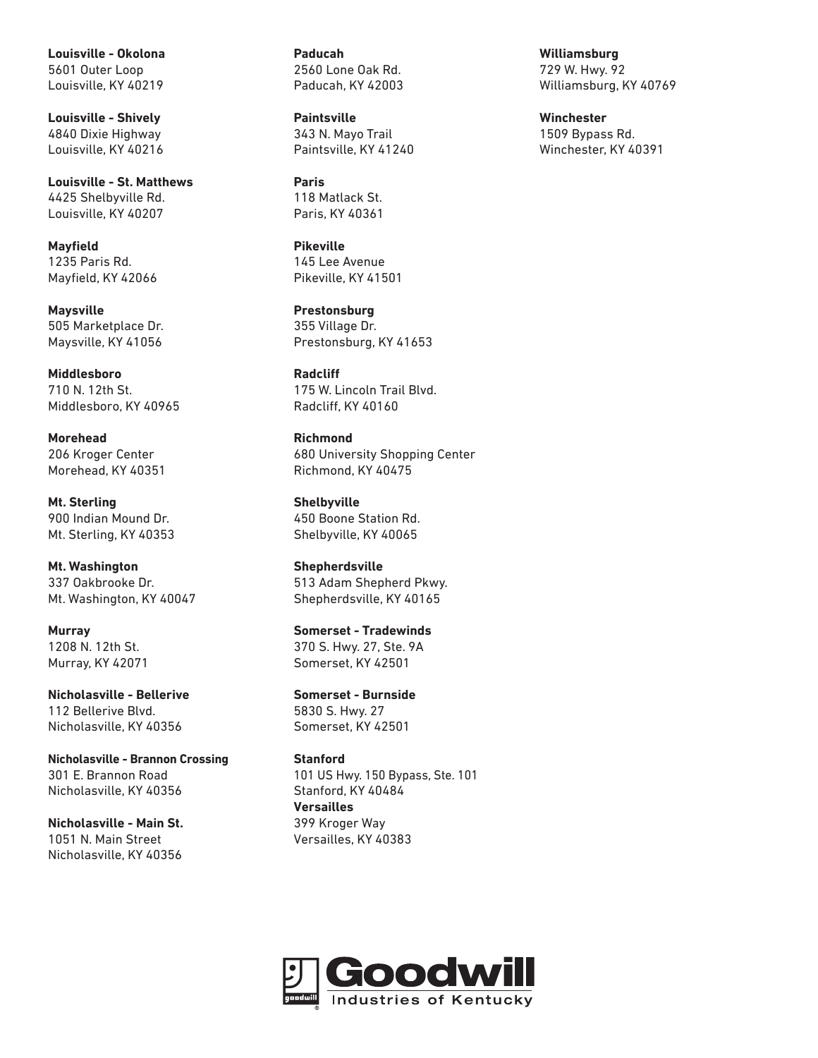**Louisville - Okolona**
5601 Outer Loop
Louisville, KY 40219

**Louisville - Shively**
4840 Dixie Highway
Louisville, KY 40216

**Louisville - St. Matthews**
4425 Shelbyville Rd.
Louisville, KY 40207

**Mayfield**
1235 Paris Rd.
Mayfield, KY 42066

**Maysville**
505 Marketplace Dr.
Maysville, KY 41056

**Middlesboro**
710 N. 12th St.
Middlesboro, KY 40965

**Morehead**
206 Kroger Center
Morehead, KY 40351

**Mt. Sterling**
900 Indian Mound Dr.
Mt. Sterling, KY 40353

**Mt. Washington**
337 Oakbrooke Dr.
Mt. Washington, KY 40047

**Murray**
1208 N. 12th St.
Murray, KY 42071

**Nicholasville - Bellerive**
112 Bellerive Blvd.
Nicholasville, KY 40356

**Nicholasville - Brannon Crossing**
301 E. Brannon Road
Nicholasville, KY 40356

**Nicholasville - Main St.**
1051 N. Main Street
Nicholasville, KY 40356

**Paducah**
2560 Lone Oak Rd.
Paducah, KY 42003

**Paintsville**
343 N. Mayo Trail
Paintsville, KY 41240

**Paris**
118 Matlack St.
Paris, KY 40361

**Pikeville**
145 Lee Avenue
Pikeville, KY 41501

**Prestonsburg**
355 Village Dr.
Prestonsburg, KY 41653

**Radcliff**
175 W. Lincoln Trail Blvd.
Radcliff, KY 40160

**Richmond**
680 University Shopping Center
Richmond, KY 40475

**Shelbyville**
450 Boone Station Rd.
Shelbyville, KY 40065

**Shepherdsville**
513 Adam Shepherd Pkwy.
Shepherdsville, KY 40165

**Somerset - Tradewinds**
370 S. Hwy. 27, Ste. 9A
Somerset, KY 42501

**Somerset - Burnside**
5830 S. Hwy. 27
Somerset, KY 42501

**Stanford**
101 US Hwy. 150 Bypass, Ste. 101
Stanford, KY 40484

**Versailles**
399 Kroger Way
Versailles, KY 40383

**Williamsburg**
729 W. Hwy. 92
Williamsburg, KY 40769

**Winchester**
1509 Bypass Rd.
Winchester, KY 40391

Goodwill Industries of Kentucky